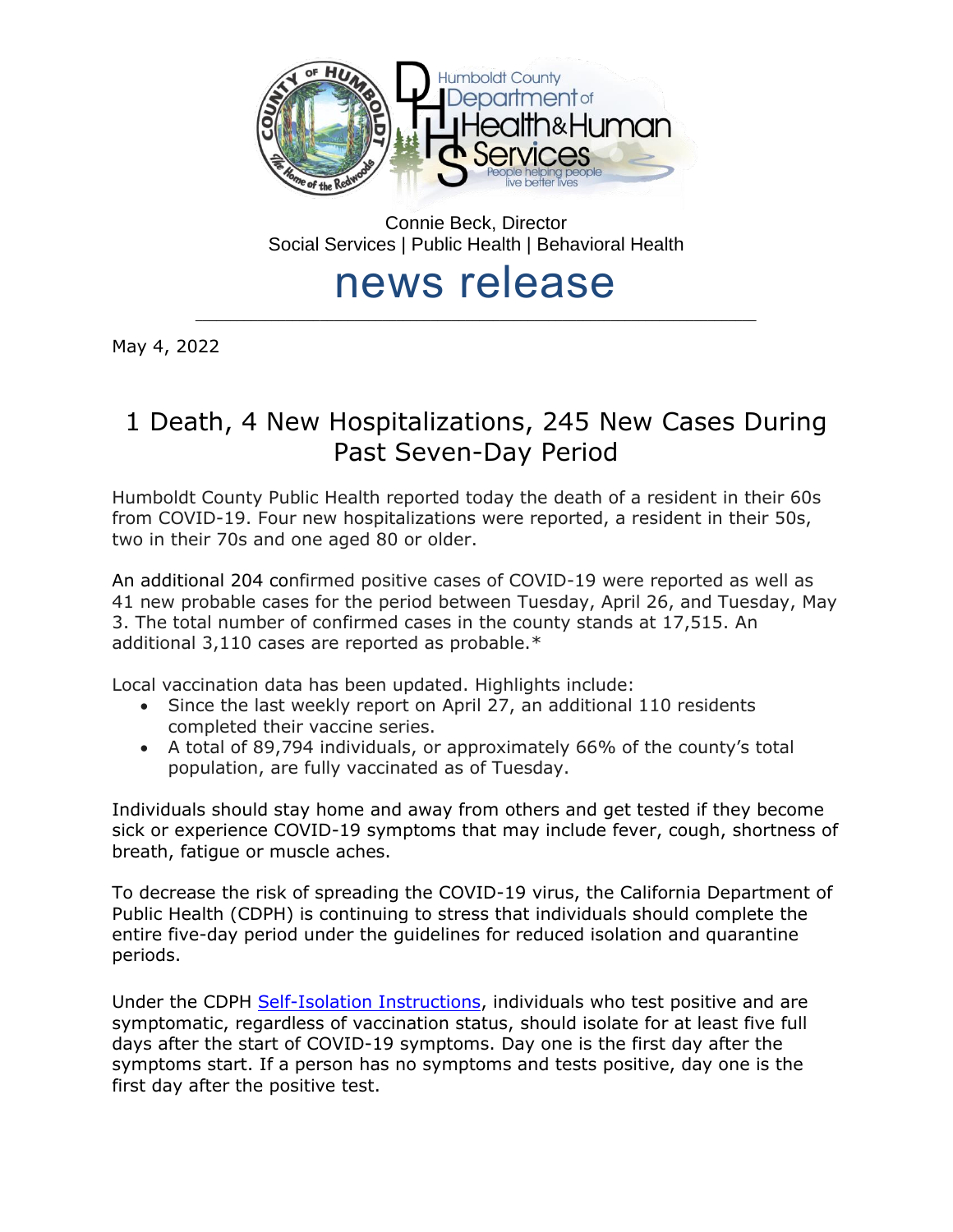Humboldt County Department of Health & Human Services

People helping people live better lives

Connie Beck, Director
Social Services | Public Health | Behavioral Health

# news release

May 4, 2022

## 1 Death, 4 New Hospitalizations, 245 New Cases During Past Seven-Day Period

Humboldt County Public Health reported today the death of a resident in their 60s from COVID-19. Four new hospitalizations were reported, a resident in their 50s, two in their 70s and one aged 80 or older.

An additional 204 confirmed positive cases of COVID-19 were reported as well as 41 new probable cases for the period between Tuesday, April 26, and Tuesday, May 3. The total number of confirmed cases in the county stands at 17,515. An additional 3,110 cases are reported as probable.*

Local vaccination data has been updated. Highlights include:

- Since the last weekly report on April 27, an additional 110 residents completed their vaccine series.
- A total of 89,794 individuals, or approximately 66% of the county's total population, are fully vaccinated as of Tuesday.

Individuals should stay home and away from others and get tested if they become sick or experience COVID-19 symptoms that may include fever, cough, shortness of breath, fatigue or muscle aches.

To decrease the risk of spreading the COVID-19 virus, the California Department of Public Health (CDPH) is continuing to stress that individuals should complete the entire five-day period under the guidelines for reduced isolation and quarantine periods.

Under the CDPH Self-Isolation Instructions, individuals who test positive and are symptomatic, regardless of vaccination status, should isolate for at least five full days after the start of COVID-19 symptoms. Day one is the first day after the symptoms start. If a person has no symptoms and tests positive, day one is the first day after the positive test.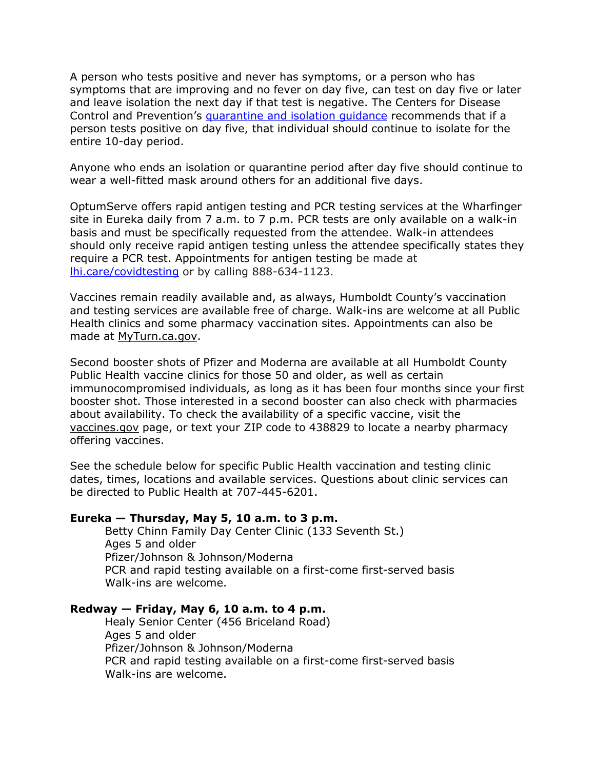A person who tests positive and never has symptoms, or a person who has symptoms that are improving and no fever on day five, can test on day five or later and leave isolation the next day if that test is negative. The Centers for Disease Control and Prevention's quarantine and isolation guidance recommends that if a person tests positive on day five, that individual should continue to isolate for the entire 10-day period.

Anyone who ends an isolation or quarantine period after day five should continue to wear a well-fitted mask around others for an additional five days.

OptumServe offers rapid antigen testing and PCR testing services at the Wharfinger site in Eureka daily from 7 a.m. to 7 p.m. PCR tests are only available on a walk-in basis and must be specifically requested from the attendee. Walk-in attendees should only receive rapid antigen testing unless the attendee specifically states they require a PCR test. Appointments for antigen testing be made at lhi.care/covidtesting or by calling 888-634-1123.

Vaccines remain readily available and, as always, Humboldt County's vaccination and testing services are available free of charge. Walk-ins are welcome at all Public Health clinics and some pharmacy vaccination sites. Appointments can also be made at MyTurn.ca.gov.

Second booster shots of Pfizer and Moderna are available at all Humboldt County Public Health vaccine clinics for those 50 and older, as well as certain immunocompromised individuals, as long as it has been four months since your first booster shot. Those interested in a second booster can also check with pharmacies about availability. To check the availability of a specific vaccine, visit the vaccines.gov page, or text your ZIP code to 438829 to locate a nearby pharmacy offering vaccines.

See the schedule below for specific Public Health vaccination and testing clinic dates, times, locations and available services. Questions about clinic services can be directed to Public Health at 707-445-6201.

**Eureka — Thursday, May 5, 10 a.m. to 3 p.m.**

Betty Chinn Family Day Center Clinic (133 Seventh St.)
Ages 5 and older
Pfizer/Johnson & Johnson/Moderna
PCR and rapid testing available on a first-come first-served basis
Walk-ins are welcome.

**Redway — Friday, May 6, 10 a.m. to 4 p.m.**

Healy Senior Center (456 Briceland Road)
Ages 5 and older
Pfizer/Johnson & Johnson/Moderna
PCR and rapid testing available on a first-come first-served basis
Walk-ins are welcome.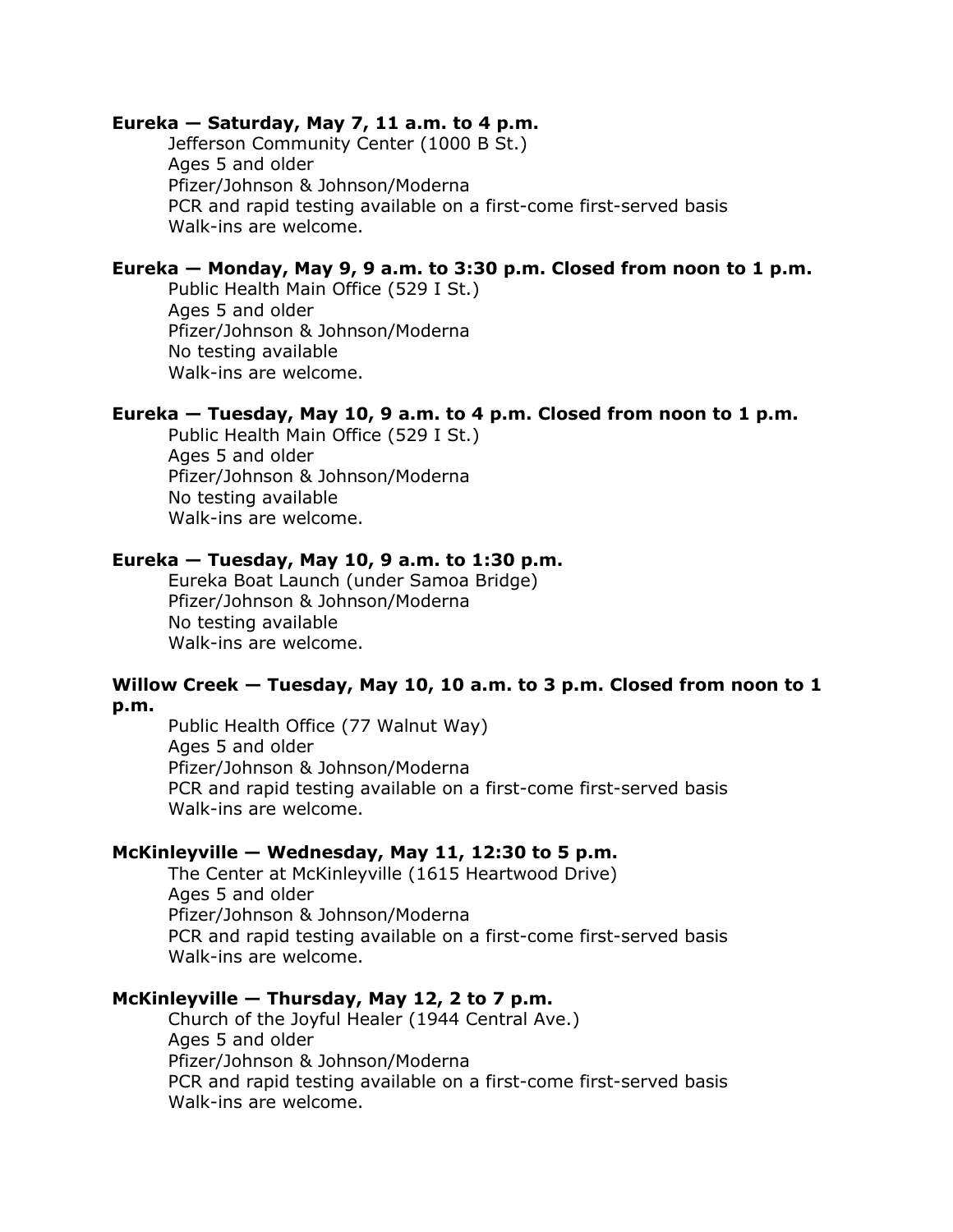**Eureka — Saturday, May 7, 11 a.m. to 4 p.m.**

Jefferson Community Center (1000 B St.)
Ages 5 and older
Pfizer/Johnson & Johnson/Moderna
PCR and rapid testing available on a first-come first-served basis
Walk-ins are welcome.

**Eureka — Monday, May 9, 9 a.m. to 3:30 p.m. Closed from noon to 1 p.m.**

Public Health Main Office (529 I St.)
Ages 5 and older
Pfizer/Johnson & Johnson/Moderna
No testing available
Walk-ins are welcome.

**Eureka — Tuesday, May 10, 9 a.m. to 4 p.m. Closed from noon to 1 p.m.**

Public Health Main Office (529 I St.)
Ages 5 and older
Pfizer/Johnson & Johnson/Moderna
No testing available
Walk-ins are welcome.

**Eureka — Tuesday, May 10, 9 a.m. to 1:30 p.m.**

Eureka Boat Launch (under Samoa Bridge)
Pfizer/Johnson & Johnson/Moderna
No testing available
Walk-ins are welcome.

**Willow Creek — Tuesday, May 10, 10 a.m. to 3 p.m. Closed from noon to 1 p.m.**

Public Health Office (77 Walnut Way)
Ages 5 and older
Pfizer/Johnson & Johnson/Moderna
PCR and rapid testing available on a first-come first-served basis
Walk-ins are welcome.

**McKinleyville — Wednesday, May 11, 12:30 to 5 p.m.**

The Center at McKinleyville (1615 Heartwood Drive)
Ages 5 and older
Pfizer/Johnson & Johnson/Moderna
PCR and rapid testing available on a first-come first-served basis
Walk-ins are welcome.

**McKinleyville — Thursday, May 12, 2 to 7 p.m.**

Church of the Joyful Healer (1944 Central Ave.)
Ages 5 and older
Pfizer/Johnson & Johnson/Moderna
PCR and rapid testing available on a first-come first-served basis
Walk-ins are welcome.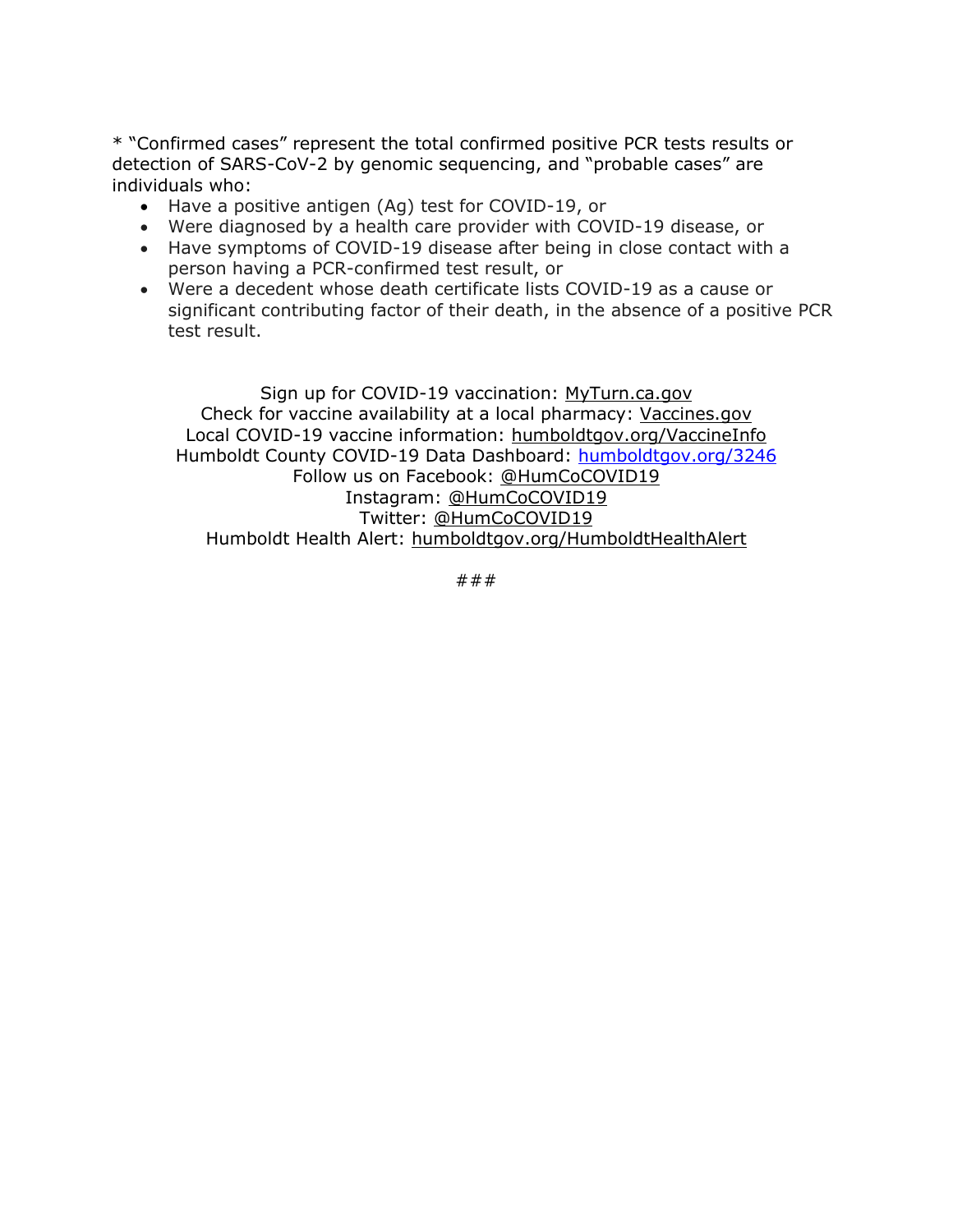* "Confirmed cases" represent the total confirmed positive PCR tests results or detection of SARS-CoV-2 by genomic sequencing, and "probable cases" are individuals who:

- Have a positive antigen (Ag) test for COVID-19, or
- Were diagnosed by a health care provider with COVID-19 disease, or
- Have symptoms of COVID-19 disease after being in close contact with a person having a PCR-confirmed test result, or
- Were a decedent whose death certificate lists COVID-19 as a cause or significant contributing factor of their death, in the absence of a positive PCR test result.

Sign up for COVID-19 vaccination: MyTurn.ca.gov
Check for vaccine availability at a local pharmacy: Vaccines.gov
Local COVID-19 vaccine information: humboldtgov.org/VaccineInfo
Humboldt County COVID-19 Data Dashboard: humboldtgov.org/3246
Follow us on Facebook: @HumCoCOVID19
Instagram: @HumCoCOVID19
Twitter: @HumCoCOVID19
Humboldt Health Alert: humboldtgov.org/HumboldtHealthAlert

###